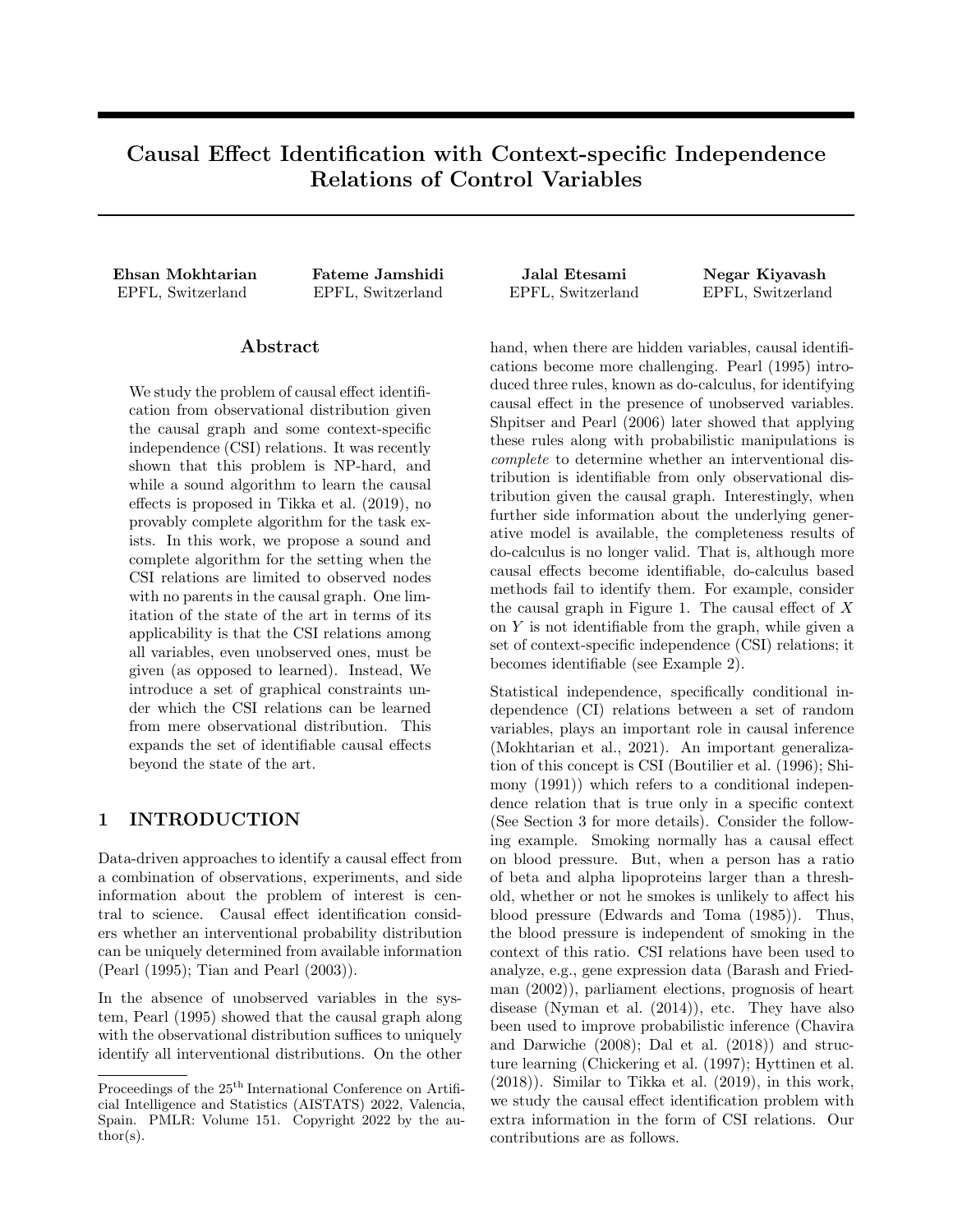# Causal Effect Identification with Context-specific Independence Relations of Control Variables

**Ehsan Mokhtarian**
EPFL, Switzerland

**Fateme Jamshidi**
EPFL, Switzerland

**Jalal Etesami**
EPFL, Switzerland

**Negar Kiyavash**
EPFL, Switzerland

## Abstract

We study the problem of causal effect identification from observational distribution given the causal graph and some context-specific independence (CSI) relations. It was recently shown that this problem is NP-hard, and while a sound algorithm to learn the causal effects is proposed in Tikka et al. (2019), no provably complete algorithm for the task exists. In this work, we propose a sound and complete algorithm for the setting when the CSI relations are limited to observed nodes with no parents in the causal graph. One limitation of the state of the art in terms of its applicability is that the CSI relations among all variables, even unobserved ones, must be given (as opposed to learned). Instead, We introduce a set of graphical constraints under which the CSI relations can be learned from mere observational distribution. This expands the set of identifiable causal effects beyond the state of the art.

## 1 INTRODUCTION

Data-driven approaches to identify a causal effect from a combination of observations, experiments, and side information about the problem of interest is central to science. Causal effect identification considers whether an interventional probability distribution can be uniquely determined from available information (Pearl (1995); Tian and Pearl (2003)).

In the absence of unobserved variables in the system, Pearl (1995) showed that the causal graph along with the observational distribution suffices to uniquely identify all interventional distributions. On the other hand, when there are hidden variables, causal identifications become more challenging. Pearl (1995) introduced three rules, known as do-calculus, for identifying causal effect in the presence of unobserved variables. Shpitser and Pearl (2006) later showed that applying these rules along with probabilistic manipulations is *complete* to determine whether an interventional distribution is identifiable from only observational distribution given the causal graph. Interestingly, when further side information about the underlying generative model is available, the completeness results of do-calculus is no longer valid. That is, although more causal effects become identifiable, do-calculus based methods fail to identify them. For example, consider the causal graph in Figure 1. The causal effect of $X$ on $Y$ is not identifiable from the graph, while given a set of context-specific independence (CSI) relations; it becomes identifiable (see Example 2).

Statistical independence, specifically conditional independence (CI) relations between a set of random variables, plays an important role in causal inference (Mokhtarian et al., 2021). An important generalization of this concept is CSI (Boutilier et al. (1996); Shimony (1991)) which refers to a conditional independence relation that is true only in a specific context (See Section 3 for more details). Consider the following example. Smoking normally has a causal effect on blood pressure. But, when a person has a ratio of beta and alpha lipoproteins larger than a threshold, whether or not he smokes is unlikely to affect his blood pressure (Edwards and Toma (1985)). Thus, the blood pressure is independent of smoking in the context of this ratio. CSI relations have been used to analyze, e.g., gene expression data (Barash and Friedman (2002)), parliament elections, prognosis of heart disease (Nyman et al. (2014)), etc. They have also been used to improve probabilistic inference (Chavira and Darwiche (2008); Dal et al. (2018)) and structure learning (Chickering et al. (1997); Hyttinen et al. (2018)). Similar to Tikka et al. (2019), in this work, we study the causal effect identification problem with extra information in the form of CSI relations. Our contributions are as follows.

Proceedings of the 25[th] International Conference on Artificial Intelligence and Statistics (AISTATS) 2022, Valencia, Spain. PMLR: Volume 151. Copyright 2022 by the author(s).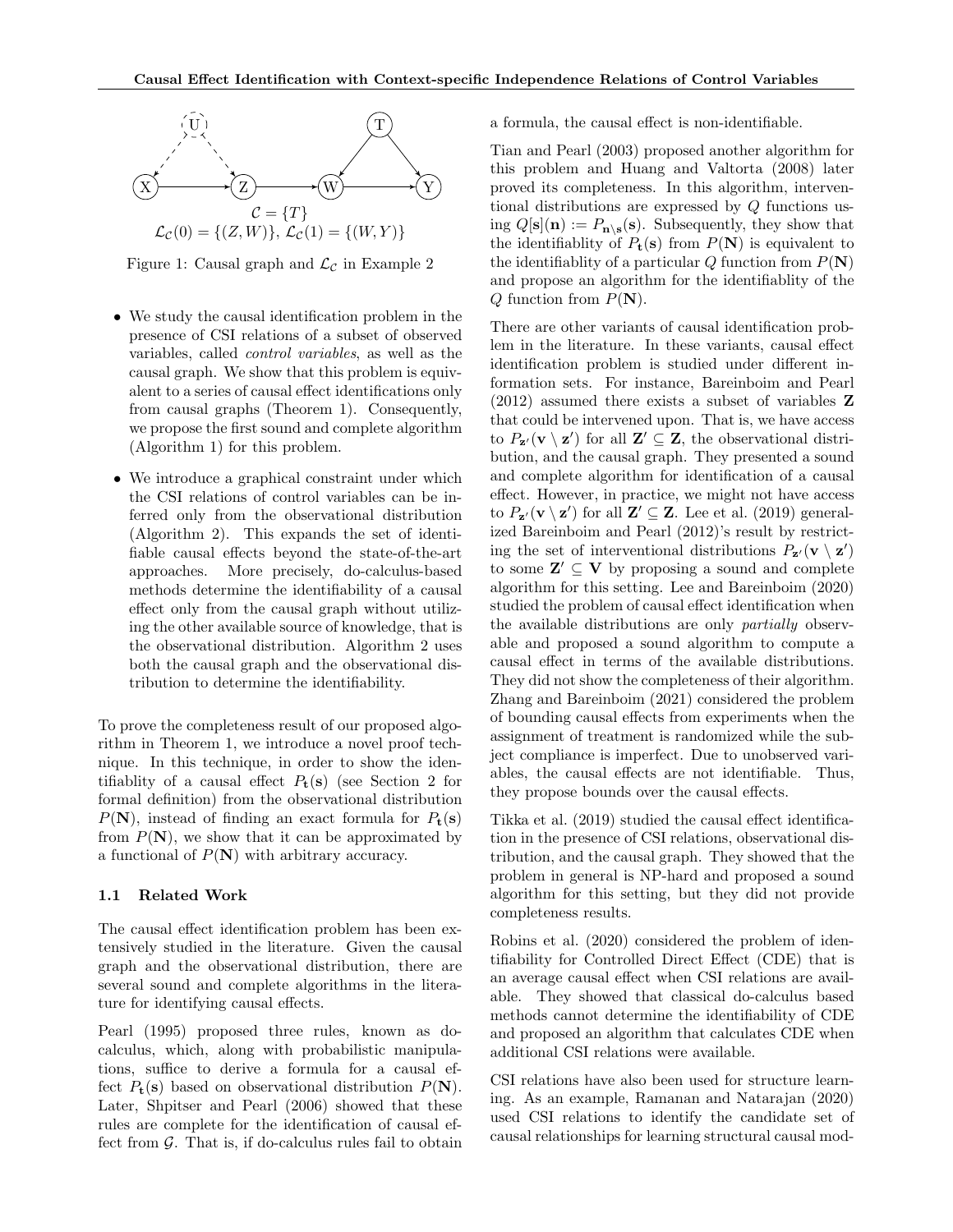U T X Z W Y

$\mathcal{C} = \{T\}$

$\mathcal{L}_{\mathcal{C}}(0) = \{(Z, W)\}$, $\mathcal{L}_{\mathcal{C}}(1) = \{(W, Y)\}$

Figure 1: Causal graph and $\mathcal{L}_{\mathcal{C}}$ in Example 2

- We study the causal identification problem in the presence of CSI relations of a subset of observed variables, called *control variables*, as well as the causal graph. We show that this problem is equivalent to a series of causal effect identifications only from causal graphs (Theorem 1). Consequently, we propose the first sound and complete algorithm (Algorithm 1) for this problem.
- We introduce a graphical constraint under which the CSI relations of control variables can be inferred only from the observational distribution (Algorithm 2). This expands the set of identifiable causal effects beyond the state-of-the-art approaches. More precisely, do-calculus-based methods determine the identifiability of a causal effect only from the causal graph without utilizing the other available source of knowledge, that is the observational distribution. Algorithm 2 uses both the causal graph and the observational distribution to determine the identifiability.

To prove the completeness result of our proposed algorithm in Theorem 1, we introduce a novel proof technique. In this technique, in order to show the identifiablity of a causal effect $P_{\mathbf{t}}(\mathbf{s})$ (see Section 2 for formal definition) from the observational distribution $P(\mathbf{N})$, instead of finding an exact formula for $P_{\mathbf{t}}(\mathbf{s})$ from $P(\mathbf{N})$, we show that it can be approximated by a functional of $P(\mathbf{N})$ with arbitrary accuracy.

### 1.1 Related Work

The causal effect identification problem has been extensively studied in the literature. Given the causal graph and the observational distribution, there are several sound and complete algorithms in the literature for identifying causal effects.

Pearl (1995) proposed three rules, known as do-calculus, which, along with probabilistic manipulations, suffice to derive a formula for a causal effect $P_{\mathbf{t}}(\mathbf{s})$ based on observational distribution $P(\mathbf{N})$. Later, Shpitser and Pearl (2006) showed that these rules are complete for the identification of causal effect from $\mathcal{G}$. That is, if do-calculus rules fail to obtain a formula, the causal effect is non-identifiable.

Tian and Pearl (2003) proposed another algorithm for this problem and Huang and Valtorta (2008) later proved its completeness. In this algorithm, interventional distributions are expressed by $Q$ functions using $Q[\mathbf{s}](\mathbf{n}) := P_{\mathbf{n}\setminus\mathbf{s}}(\mathbf{s})$. Subsequently, they show that the identifiablity of $P_{\mathbf{t}}(\mathbf{s})$ from $P(\mathbf{N})$ is equivalent to the identifiablity of a particular $Q$ function from $P(\mathbf{N})$ and propose an algorithm for the identifiablity of the $Q$ function from $P(\mathbf{N})$.

There are other variants of causal identification problem in the literature. In these variants, causal effect identification problem is studied under different information sets. For instance, Bareinboim and Pearl (2012) assumed there exists a subset of variables $\mathbf{Z}$ that could be intervened upon. That is, we have access to $P_{\mathbf{z}'}(\mathbf{v} \setminus \mathbf{z}')$ for all $\mathbf{Z}' \subseteq \mathbf{Z}$, the observational distribution, and the causal graph. They presented a sound and complete algorithm for identification of a causal effect. However, in practice, we might not have access to $P_{\mathbf{z}'}(\mathbf{v} \setminus \mathbf{z}')$ for all $\mathbf{Z}' \subseteq \mathbf{Z}$. Lee et al. (2019) generalized Bareinboim and Pearl (2012)'s result by restricting the set of interventional distributions $P_{\mathbf{z}'}(\mathbf{v} \setminus \mathbf{z}')$ to some $\mathbf{Z}' \subseteq \mathbf{V}$ by proposing a sound and complete algorithm for this setting. Lee and Bareinboim (2020) studied the problem of causal effect identification when the available distributions are only *partially* observable and proposed a sound algorithm to compute a causal effect in terms of the available distributions. They did not show the completeness of their algorithm. Zhang and Bareinboim (2021) considered the problem of bounding causal effects from experiments when the assignment of treatment is randomized while the subject compliance is imperfect. Due to unobserved variables, the causal effects are not identifiable. Thus, they propose bounds over the causal effects.

Tikka et al. (2019) studied the causal effect identification in the presence of CSI relations, observational distribution, and the causal graph. They showed that the problem in general is NP-hard and proposed a sound algorithm for this setting, but they did not provide completeness results.

Robins et al. (2020) considered the problem of identifiability for Controlled Direct Effect (CDE) that is an average causal effect when CSI relations are available. They showed that classical do-calculus based methods cannot determine the identifiability of CDE and proposed an algorithm that calculates CDE when additional CSI relations were available.

CSI relations have also been used for structure learning. As an example, Ramanan and Natarajan (2020) used CSI relations to identify the candidate set of causal relationships for learning structural causal mod-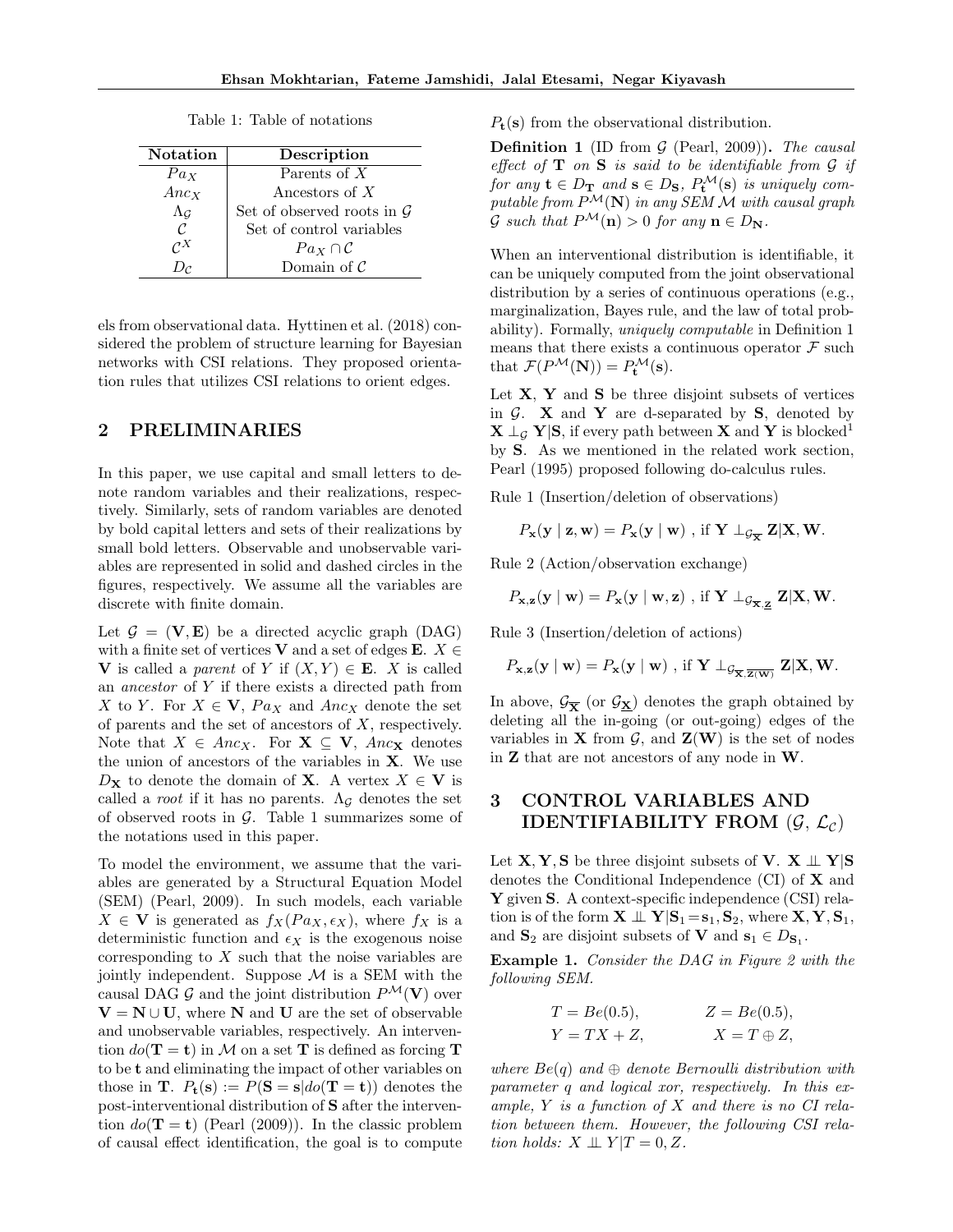Table 1: Table of notations

| Notation | Description |
|---|---|
| $Pa_X$ | Parents of $X$ |
| $Anc_X$ | Ancestors of $X$ |
| $\Lambda_{\mathcal{G}}$ | Set of observed roots in $\mathcal{G}$ |
| $\mathcal{C}$ | Set of control variables |
| $\mathcal{C}^X$ | $Pa_X \cap \mathcal{C}$ |
| $D_{\mathcal{C}}$ | Domain of $\mathcal{C}$ |

els from observational data. Hyttinen et al. (2018) considered the problem of structure learning for Bayesian networks with CSI relations. They proposed orientation rules that utilizes CSI relations to orient edges.

## 2 PRELIMINARIES

In this paper, we use capital and small letters to denote random variables and their realizations, respectively. Similarly, sets of random variables are denoted by bold capital letters and sets of their realizations by small bold letters. Observable and unobservable variables are represented in solid and dashed circles in the figures, respectively. We assume all the variables are discrete with finite domain.

Let $\mathcal{G} = (\mathbf{V}, \mathbf{E})$ be a directed acyclic graph (DAG) with a finite set of vertices $\mathbf{V}$ and a set of edges $\mathbf{E}$. $X \in \mathbf{V}$ is called a *parent* of $Y$ if $(X, Y) \in \mathbf{E}$. $X$ is called an *ancestor* of $Y$ if there exists a directed path from $X$ to $Y$. For $X \in \mathbf{V}$, $Pa_X$ and $Anc_X$ denote the set of parents and the set of ancestors of $X$, respectively. Note that $X \in Anc_X$. For $\mathbf{X} \subseteq \mathbf{V}$, $Anc_{\mathbf{X}}$ denotes the union of ancestors of the variables in $\mathbf{X}$. We use $D_{\mathbf{X}}$ to denote the domain of $\mathbf{X}$. A vertex $X \in \mathbf{V}$ is called a *root* if it has no parents. $\Lambda_{\mathcal{G}}$ denotes the set of observed roots in $\mathcal{G}$. Table 1 summarizes some of the notations used in this paper.

To model the environment, we assume that the variables are generated by a Structural Equation Model (SEM) (Pearl, 2009). In such models, each variable $X \in \mathbf{V}$ is generated as $f_X(Pa_X, \epsilon_X)$, where $f_X$ is a deterministic function and $\epsilon_X$ is the exogenous noise corresponding to $X$ such that the noise variables are jointly independent. Suppose $\mathcal{M}$ is a SEM with the causal DAG $\mathcal{G}$ and the joint distribution $P^{\mathcal{M}}(\mathbf{V})$ over $\mathbf{V} = \mathbf{N} \cup \mathbf{U}$, where $\mathbf{N}$ and $\mathbf{U}$ are the set of observable and unobservable variables, respectively. An intervention $do(\mathbf{T} = \mathbf{t})$ in $\mathcal{M}$ on a set $\mathbf{T}$ is defined as forcing $\mathbf{T}$ to be $\mathbf{t}$ and eliminating the impact of other variables on those in $\mathbf{T}$. $P_{\mathbf{t}}(\mathbf{s}) := P(\mathbf{S} = \mathbf{s} | do(\mathbf{T} = \mathbf{t}))$ denotes the post-interventional distribution of $\mathbf{S}$ after the intervention $do(\mathbf{T} = \mathbf{t})$ (Pearl (2009)). In the classic problem of causal effect identification, the goal is to compute $P_{\mathbf{t}}(\mathbf{s})$ from the observational distribution.

**Definition 1** (ID from $\mathcal{G}$ (Pearl, 2009))**.** *The causal effect of $\mathbf{T}$ on $\mathbf{S}$ is said to be identifiable from $\mathcal{G}$ if for any $\mathbf{t} \in D_{\mathbf{T}}$ and $\mathbf{s} \in D_{\mathbf{S}}$, $P^{\mathcal{M}}_{\mathbf{t}}(\mathbf{s})$ is uniquely computable from $P^{\mathcal{M}}(\mathbf{N})$ in any SEM $\mathcal{M}$ with causal graph $\mathcal{G}$ such that $P^{\mathcal{M}}(\mathbf{n}) > 0$ for any $\mathbf{n} \in D_{\mathbf{N}}$.*

When an interventional distribution is identifiable, it can be uniquely computed from the joint observational distribution by a series of continuous operations (e.g., marginalization, Bayes rule, and the law of total probability). Formally, *uniquely computable* in Definition 1 means that there exists a continuous operator $\mathcal{F}$ such that $\mathcal{F}(P^{\mathcal{M}}(\mathbf{N})) = P^{\mathcal{M}}_{\mathbf{t}}(\mathbf{s})$.

Let $\mathbf{X}$, $\mathbf{Y}$ and $\mathbf{S}$ be three disjoint subsets of vertices in $\mathcal{G}$. $\mathbf{X}$ and $\mathbf{Y}$ are d-separated by $\mathbf{S}$, denoted by $\mathbf{X} \perp_{\mathcal{G}} \mathbf{Y} | \mathbf{S}$, if every path between $\mathbf{X}$ and $\mathbf{Y}$ is blocked[1] by $\mathbf{S}$. As we mentioned in the related work section, Pearl (1995) proposed following do-calculus rules.

Rule 1 (Insertion/deletion of observations)

$$P_{\mathbf{x}}(\mathbf{y} \mid \mathbf{z}, \mathbf{w}) = P_{\mathbf{x}}(\mathbf{y} \mid \mathbf{w}) \text{ , if } \mathbf{Y} \perp_{\mathcal{G}_{\overline{\mathbf{X}}}} \mathbf{Z} | \mathbf{X}, \mathbf{W}.$$

Rule 2 (Action/observation exchange)

$$P_{\mathbf{x},\mathbf{z}}(\mathbf{y} \mid \mathbf{w}) = P_{\mathbf{x}}(\mathbf{y} \mid \mathbf{w}, \mathbf{z}) \text{ , if } \mathbf{Y} \perp_{\mathcal{G}_{\overline{\mathbf{X}},\underline{\mathbf{Z}}}} \mathbf{Z} | \mathbf{X}, \mathbf{W}.$$

Rule 3 (Insertion/deletion of actions)

$$P_{\mathbf{x},\mathbf{z}}(\mathbf{y} \mid \mathbf{w}) = P_{\mathbf{x}}(\mathbf{y} \mid \mathbf{w}) \text{ , if } \mathbf{Y} \perp_{\mathcal{G}_{\overline{\mathbf{X}},\overline{\mathbf{Z}(\mathbf{W})}}} \mathbf{Z} | \mathbf{X}, \mathbf{W}.$$

In above, $\mathcal{G}_{\overline{\mathbf{X}}}$ (or $\mathcal{G}_{\underline{\mathbf{X}}}$) denotes the graph obtained by deleting all the in-going (or out-going) edges of the variables in $\mathbf{X}$ from $\mathcal{G}$, and $\mathbf{Z}(\mathbf{W})$ is the set of nodes in $\mathbf{Z}$ that are not ancestors of any node in $\mathbf{W}$.

## 3 CONTROL VARIABLES AND IDENTIFIABILITY FROM ($\mathcal{G}$, $\mathcal{L}_{\mathcal{C}}$)

Let $\mathbf{X}, \mathbf{Y}, \mathbf{S}$ be three disjoint subsets of $\mathbf{V}$. $\mathbf{X} \perp\!\!\!\perp \mathbf{Y} | \mathbf{S}$ denotes the Conditional Independence (CI) of $\mathbf{X}$ and $\mathbf{Y}$ given $\mathbf{S}$. A context-specific independence (CSI) relation is of the form $\mathbf{X} \perp\!\!\!\perp \mathbf{Y} | \mathbf{S}_1 = \mathbf{s}_1, \mathbf{S}_2$, where $\mathbf{X}, \mathbf{Y}, \mathbf{S}_1$, and $\mathbf{S}_2$ are disjoint subsets of $\mathbf{V}$ and $\mathbf{s}_1 \in D_{\mathbf{S}_1}$.

**Example 1.** *Consider the DAG in Figure 2 with the following SEM.*

$$T = Be(0.5), \qquad Z = Be(0.5),$$
$$Y = TX + Z, \qquad X = T \oplus Z,$$

*where $Be(q)$ and $\oplus$ denote Bernoulli distribution with parameter $q$ and logical xor, respectively. In this example, $Y$ is a function of $X$ and there is no CI relation between them. However, the following CSI relation holds: $X \perp\!\!\!\perp Y | T = 0, Z$.*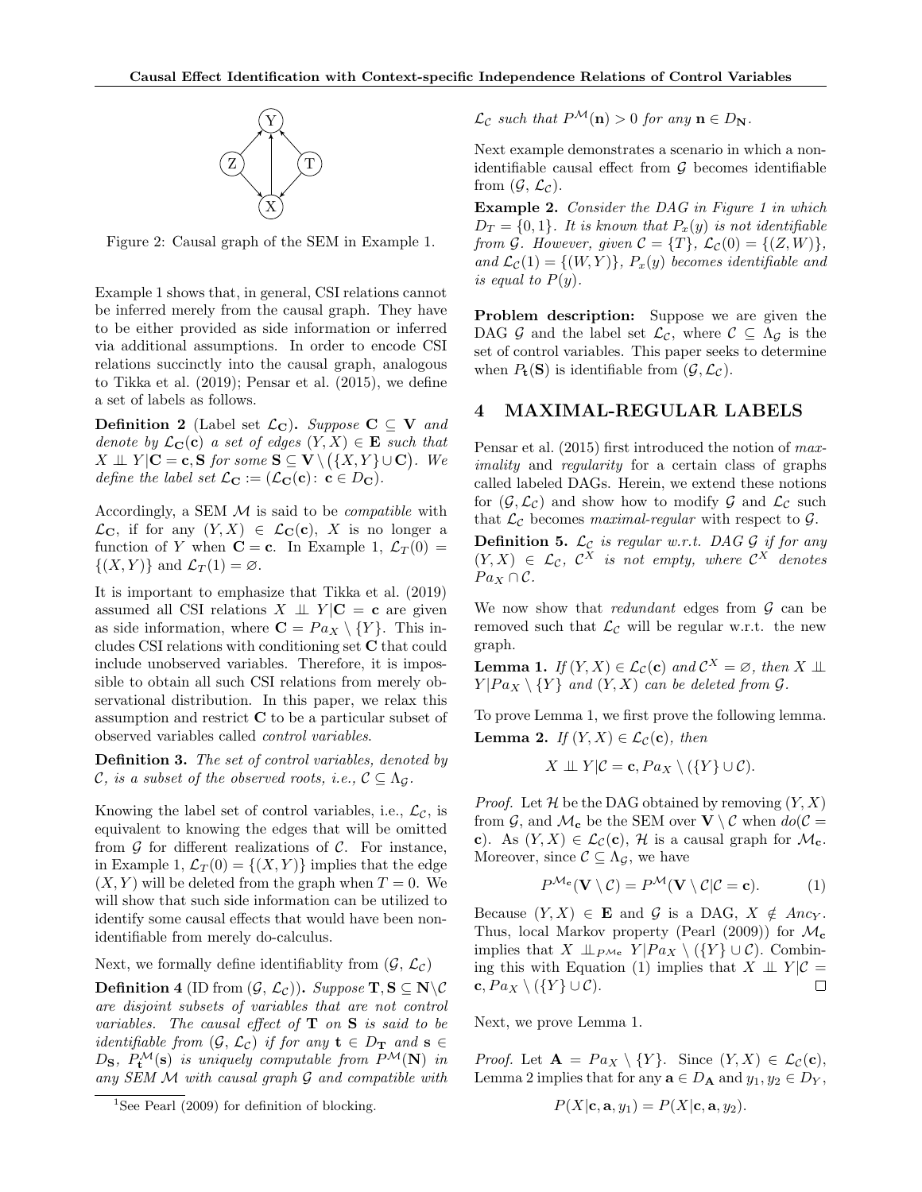Figure 2: Causal graph of the SEM in Example 1.

Example 1 shows that, in general, CSI relations cannot be inferred merely from the causal graph. They have to be either provided as side information or inferred via additional assumptions. In order to encode CSI relations succinctly into the causal graph, analogous to Tikka et al. (2019); Pensar et al. (2015), we define a set of labels as follows.

**Definition 2** (Label set $\mathcal{L}_{\mathbf{C}}$). *Suppose* $\mathbf{C} \subseteq \mathbf{V}$ *and denote by* $\mathcal{L}_{\mathbf{C}}(\mathbf{c})$ *a set of edges* $(Y, X) \in \mathbf{E}$ *such that* $X \perp\!\!\!\perp Y | \mathbf{C} = \mathbf{c}, \mathbf{S}$ *for some* $\mathbf{S} \subseteq \mathbf{V} \setminus (\{X, Y\} \cup \mathbf{C})$. *We define the label set* $\mathcal{L}_{\mathbf{C}} := (\mathcal{L}_{\mathbf{C}}(\mathbf{c}) \colon \mathbf{c} \in D_{\mathbf{C}})$.

Accordingly, a SEM $\mathcal{M}$ is said to be *compatible* with $\mathcal{L}_{\mathbf{C}}$, if for any $(Y, X) \in \mathcal{L}_{\mathbf{C}}(\mathbf{c})$, $X$ is no longer a function of $Y$ when $\mathbf{C} = \mathbf{c}$. In Example 1, $\mathcal{L}_T(0) = \{(X, Y)\}$ and $\mathcal{L}_T(1) = \varnothing$.

It is important to emphasize that Tikka et al. (2019) assumed all CSI relations $X \perp\!\!\!\perp Y | \mathbf{C} = \mathbf{c}$ are given as side information, where $\mathbf{C} = Pa_X \setminus \{Y\}$. This includes CSI relations with conditioning set $\mathbf{C}$ that could include unobserved variables. Therefore, it is impossible to obtain all such CSI relations from merely observational distribution. In this paper, we relax this assumption and restrict $\mathbf{C}$ to be a particular subset of observed variables called *control variables*.

**Definition 3.** *The set of control variables, denoted by* $\mathcal{C}$, *is a subset of the observed roots, i.e.,* $\mathcal{C} \subseteq \Lambda_{\mathcal{G}}$.

Knowing the label set of control variables, i.e., $\mathcal{L}_{\mathcal{C}}$, is equivalent to knowing the edges that will be omitted from $\mathcal{G}$ for different realizations of $\mathcal{C}$. For instance, in Example 1, $\mathcal{L}_T(0) = \{(X, Y)\}$ implies that the edge $(X, Y)$ will be deleted from the graph when $T = 0$. We will show that such side information can be utilized to identify some causal effects that would have been non-identifiable from merely do-calculus.

Next, we formally define identifiablity from $(\mathcal{G}, \mathcal{L}_{\mathcal{C}})$

**Definition 4** (ID from $(\mathcal{G}, \mathcal{L}_{\mathcal{C}})$). *Suppose* $\mathbf{T}, \mathbf{S} \subseteq \mathbf{N} \setminus \mathcal{C}$ *are disjoint subsets of variables that are not control variables. The causal effect of* $\mathbf{T}$ *on* $\mathbf{S}$ *is said to be identifiable from* $(\mathcal{G}, \mathcal{L}_{\mathcal{C}})$ *if for any* $\mathbf{t} \in D_{\mathbf{T}}$ *and* $\mathbf{s} \in D_{\mathbf{S}}$, $P^{\mathcal{M}}_{\mathbf{t}}(\mathbf{s})$ *is uniquely computable from* $P^{\mathcal{M}}(\mathbf{N})$ *in any SEM* $\mathcal{M}$ *with causal graph* $\mathcal{G}$ *and compatible with* $\mathcal{L}_{\mathcal{C}}$ *such that* $P^{\mathcal{M}}(\mathbf{n}) > 0$ *for any* $\mathbf{n} \in D_{\mathbf{N}}$.

Next example demonstrates a scenario in which a non-identifiable causal effect from $\mathcal{G}$ becomes identifiable from $(\mathcal{G}, \mathcal{L}_{\mathcal{C}})$.

**Example 2.** *Consider the DAG in Figure 1 in which* $D_T = \{0, 1\}$. *It is known that* $P_x(y)$ *is not identifiable from* $\mathcal{G}$. *However, given* $\mathcal{C} = \{T\}$, $\mathcal{L}_{\mathcal{C}}(0) = \{(Z, W)\}$, *and* $\mathcal{L}_{\mathcal{C}}(1) = \{(W, Y)\}$, $P_x(y)$ *becomes identifiable and is equal to* $P(y)$.

**Problem description:** Suppose we are given the DAG $\mathcal{G}$ and the label set $\mathcal{L}_{\mathcal{C}}$, where $\mathcal{C} \subseteq \Lambda_{\mathcal{G}}$ is the set of control variables. This paper seeks to determine when $P_{\mathbf{t}}(\mathbf{S})$ is identifiable from $(\mathcal{G}, \mathcal{L}_{\mathcal{C}})$.

# 4 MAXIMAL-REGULAR LABELS

Pensar et al. (2015) first introduced the notion of *maximality* and *regularity* for a certain class of graphs called labeled DAGs. Herein, we extend these notions for $(\mathcal{G}, \mathcal{L}_{\mathcal{C}})$ and show how to modify $\mathcal{G}$ and $\mathcal{L}_{\mathcal{C}}$ such that $\mathcal{L}_{\mathcal{C}}$ becomes *maximal-regular* with respect to $\mathcal{G}$.

**Definition 5.** $\mathcal{L}_{\mathcal{C}}$ *is regular w.r.t. DAG* $\mathcal{G}$ *if for any* $(Y, X) \in \mathcal{L}_{\mathcal{C}}$, $\mathcal{C}^X$ *is not empty, where* $\mathcal{C}^X$ *denotes* $Pa_X \cap \mathcal{C}$.

We now show that *redundant* edges from $\mathcal{G}$ can be removed such that $\mathcal{L}_{\mathcal{C}}$ will be regular w.r.t. the new graph.

**Lemma 1.** *If* $(Y, X) \in \mathcal{L}_{\mathcal{C}}(\mathbf{c})$ *and* $\mathcal{C}^X = \varnothing$, *then* $X \perp\!\!\!\perp Y | Pa_X \setminus \{Y\}$ *and* $(Y, X)$ *can be deleted from* $\mathcal{G}$.

To prove Lemma 1, we first prove the following lemma.

**Lemma 2.** *If* $(Y, X) \in \mathcal{L}_{\mathcal{C}}(\mathbf{c})$, *then*

$$X \perp\!\!\!\perp Y | \mathcal{C} = \mathbf{c}, Pa_X \setminus (\{Y\} \cup \mathcal{C}).$$

*Proof.* Let $\mathcal{H}$ be the DAG obtained by removing $(Y, X)$ from $\mathcal{G}$, and $\mathcal{M}_{\mathbf{c}}$ be the SEM over $\mathbf{V} \setminus \mathcal{C}$ when $do(\mathcal{C} = \mathbf{c})$. As $(Y, X) \in \mathcal{L}_{\mathcal{C}}(\mathbf{c})$, $\mathcal{H}$ is a causal graph for $\mathcal{M}_{\mathbf{c}}$. Moreover, since $\mathcal{C} \subseteq \Lambda_{\mathcal{G}}$, we have

$$P^{\mathcal{M}_{\mathbf{c}}}(\mathbf{V} \setminus \mathcal{C}) = P^{\mathcal{M}}(\mathbf{V} \setminus \mathcal{C} | \mathcal{C} = \mathbf{c}). \tag{1}$$

Because $(Y, X) \in \mathbf{E}$ and $\mathcal{G}$ is a DAG, $X \notin Anc_Y$. Thus, local Markov property (Pearl (2009)) for $\mathcal{M}_{\mathbf{c}}$ implies that $X \perp\!\!\!\perp_{P^{\mathcal{M}_{\mathbf{c}}}} Y | Pa_X \setminus (\{Y\} \cup \mathcal{C})$. Combining this with Equation (1) implies that $X \perp\!\!\!\perp Y | \mathcal{C} = \mathbf{c}, Pa_X \setminus (\{Y\} \cup \mathcal{C})$. ∎

Next, we prove Lemma 1.

*Proof.* Let $\mathbf{A} = Pa_X \setminus \{Y\}$. Since $(Y, X) \in \mathcal{L}_{\mathcal{C}}(\mathbf{c})$, Lemma 2 implies that for any $\mathbf{a} \in D_{\mathbf{A}}$ and $y_1, y_2 \in D_Y$,

$$P(X | \mathbf{c}, \mathbf{a}, y_1) = P(X | \mathbf{c}, \mathbf{a}, y_2).$$

[1]See Pearl (2009) for definition of blocking.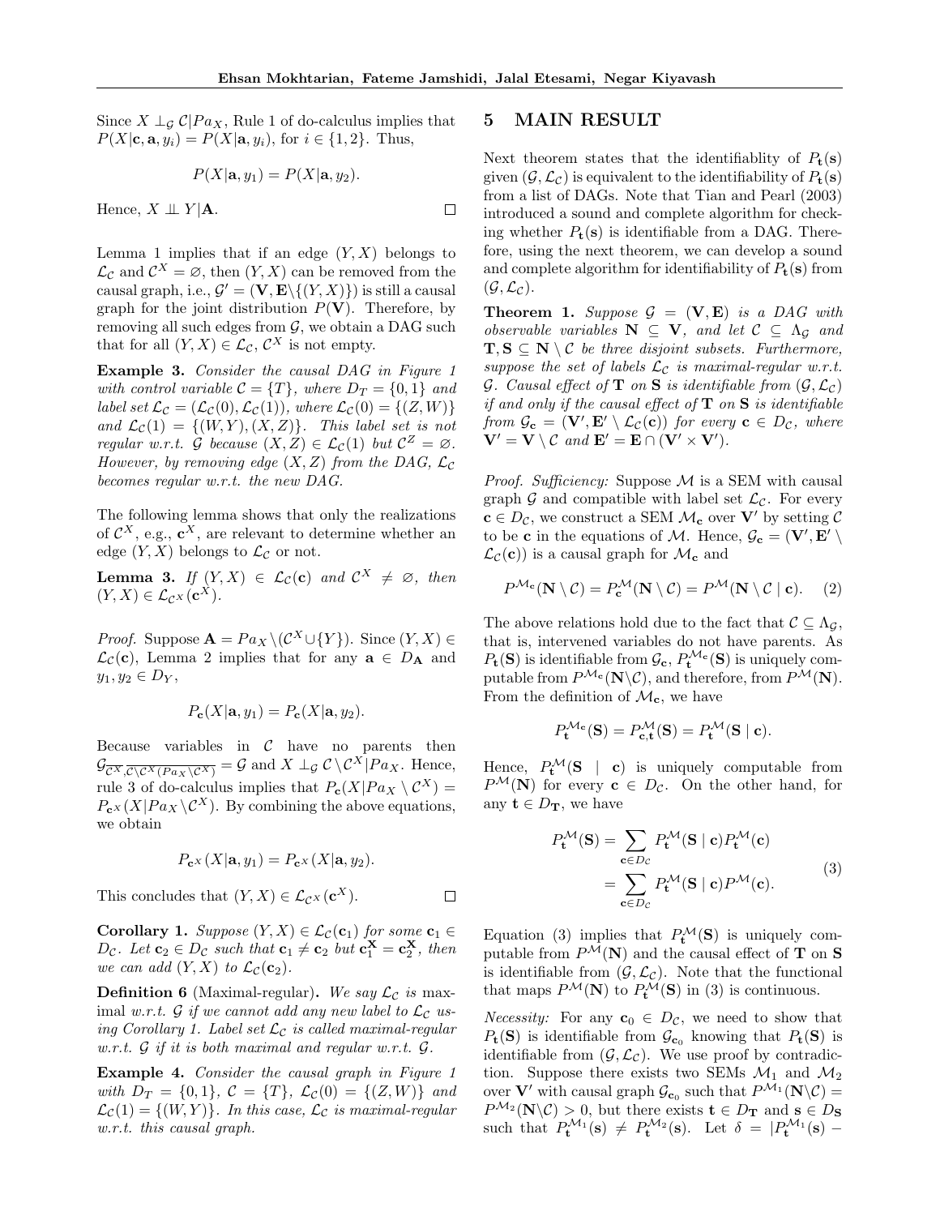Since $X \perp_{\mathcal{G}} \mathcal{C}|Pa_X$, Rule 1 of do-calculus implies that $P(X|\mathbf{c}, \mathbf{a}, y_i) = P(X|\mathbf{a}, y_i)$, for $i \in \{1, 2\}$. Thus,

$$P(X|\mathbf{a}, y_1) = P(X|\mathbf{a}, y_2).$$

Hence, $X \perp\!\!\!\perp Y|\mathbf{A}$. □

Lemma 1 implies that if an edge $(Y, X)$ belongs to $\mathcal{L}_\mathcal{C}$ and $\mathcal{C}^X = \varnothing$, then $(Y, X)$ can be removed from the causal graph, i.e., $\mathcal{G}' = (\mathbf{V}, \mathbf{E} \backslash \{(Y, X)\})$ is still a causal graph for the joint distribution $P(\mathbf{V})$. Therefore, by removing all such edges from $\mathcal{G}$, we obtain a DAG such that for all $(Y, X) \in \mathcal{L}_\mathcal{C}$, $\mathcal{C}^X$ is not empty.

**Example 3.** *Consider the causal DAG in Figure 1 with control variable $\mathcal{C} = \{T\}$, where $D_T = \{0, 1\}$ and label set $\mathcal{L}_\mathcal{C} = (\mathcal{L}_\mathcal{C}(0), \mathcal{L}_\mathcal{C}(1))$, where $\mathcal{L}_\mathcal{C}(0) = \{(Z, W)\}$ and $\mathcal{L}_\mathcal{C}(1) = \{(W, Y), (X, Z)\}$. This label set is not regular w.r.t. $\mathcal{G}$ because $(X, Z) \in \mathcal{L}_\mathcal{C}(1)$ but $\mathcal{C}^Z = \varnothing$. However, by removing edge $(X, Z)$ from the DAG, $\mathcal{L}_\mathcal{C}$ becomes regular w.r.t. the new DAG.*

The following lemma shows that only the realizations of $\mathcal{C}^X$, e.g., $\mathbf{c}^X$, are relevant to determine whether an edge $(Y, X)$ belongs to $\mathcal{L}_\mathcal{C}$ or not.

**Lemma 3.** *If $(Y, X) \in \mathcal{L}_\mathcal{C}(\mathbf{c})$ and $\mathcal{C}^X \neq \varnothing$, then $(Y, X) \in \mathcal{L}_{\mathcal{C}^X}(\mathbf{c}^X)$.*

*Proof.* Suppose $\mathbf{A} = Pa_X \backslash (\mathcal{C}^X \cup \{Y\})$. Since $(Y, X) \in \mathcal{L}_\mathcal{C}(\mathbf{c})$, Lemma 2 implies that for any $\mathbf{a} \in D_\mathbf{A}$ and $y_1, y_2 \in D_Y$,

$$P_\mathbf{c}(X|\mathbf{a}, y_1) = P_\mathbf{c}(X|\mathbf{a}, y_2).$$

Because variables in $\mathcal{C}$ have no parents then $\mathcal{G}_{\overline{\mathcal{C}^X}, \overline{\mathcal{C} \backslash \mathcal{C}^X (Pa_X \backslash \mathcal{C}^X)}} = \mathcal{G}$ and $X \perp_{\mathcal{G}} \mathcal{C} \backslash \mathcal{C}^X | Pa_X$. Hence, rule 3 of do-calculus implies that $P_\mathbf{c}(X|Pa_X \setminus \mathcal{C}^X) = P_{\mathbf{c}^X}(X|Pa_X \backslash \mathcal{C}^X)$. By combining the above equations, we obtain

$$P_{\mathbf{c}^X}(X|\mathbf{a}, y_1) = P_{\mathbf{c}^X}(X|\mathbf{a}, y_2).$$

This concludes that $(Y, X) \in \mathcal{L}_{\mathcal{C}^X}(\mathbf{c}^X)$. □

**Corollary 1.** *Suppose $(Y, X) \in \mathcal{L}_\mathcal{C}(\mathbf{c}_1)$ for some $\mathbf{c}_1 \in D_\mathcal{C}$. Let $\mathbf{c}_2 \in D_\mathcal{C}$ such that $\mathbf{c}_1 \neq \mathbf{c}_2$ but $\mathbf{c}_1^\mathbf{X} = \mathbf{c}_2^\mathbf{X}$, then we can add $(Y, X)$ to $\mathcal{L}_\mathcal{C}(\mathbf{c}_2)$.*

**Definition 6** (Maximal-regular)**.** *We say $\mathcal{L}_\mathcal{C}$ is* maximal *w.r.t. $\mathcal{G}$ if we cannot add any new label to $\mathcal{L}_\mathcal{C}$ using Corollary 1. Label set $\mathcal{L}_\mathcal{C}$ is called maximal-regular w.r.t. $\mathcal{G}$ if it is both maximal and regular w.r.t. $\mathcal{G}$.*

**Example 4.** *Consider the causal graph in Figure 1 with $D_T = \{0, 1\}$, $\mathcal{C} = \{T\}$, $\mathcal{L}_\mathcal{C}(0) = \{(Z, W)\}$ and $\mathcal{L}_\mathcal{C}(1) = \{(W, Y)\}$. In this case, $\mathcal{L}_\mathcal{C}$ is maximal-regular w.r.t. this causal graph.*

## 5 MAIN RESULT

Next theorem states that the identifiablity of $P_\mathbf{t}(\mathbf{s})$ given $(\mathcal{G}, \mathcal{L}_\mathcal{C})$ is equivalent to the identifiability of $P_\mathbf{t}(\mathbf{s})$ from a list of DAGs. Note that Tian and Pearl (2003) introduced a sound and complete algorithm for checking whether $P_\mathbf{t}(\mathbf{s})$ is identifiable from a DAG. Therefore, using the next theorem, we can develop a sound and complete algorithm for identifiability of $P_\mathbf{t}(\mathbf{s})$ from $(\mathcal{G}, \mathcal{L}_\mathcal{C})$.

**Theorem 1.** *Suppose $\mathcal{G} = (\mathbf{V}, \mathbf{E})$ is a DAG with observable variables $\mathbf{N} \subseteq \mathbf{V}$, and let $\mathcal{C} \subseteq \Lambda_\mathcal{G}$ and $\mathbf{T}, \mathbf{S} \subseteq \mathbf{N} \setminus \mathcal{C}$ be three disjoint subsets. Furthermore, suppose the set of labels $\mathcal{L}_\mathcal{C}$ is maximal-regular w.r.t. $\mathcal{G}$. Causal effect of $\mathbf{T}$ on $\mathbf{S}$ is identifiable from $(\mathcal{G}, \mathcal{L}_\mathcal{C})$ if and only if the causal effect of $\mathbf{T}$ on $\mathbf{S}$ is identifiable from $\mathcal{G}_\mathbf{c} = (\mathbf{V}', \mathbf{E}' \setminus \mathcal{L}_\mathcal{C}(\mathbf{c}))$ for every $\mathbf{c} \in D_\mathcal{C}$, where $\mathbf{V}' = \mathbf{V} \setminus \mathcal{C}$ and $\mathbf{E}' = \mathbf{E} \cap (\mathbf{V}' \times \mathbf{V}')$.*

*Proof. Sufficiency:* Suppose $\mathcal{M}$ is a SEM with causal graph $\mathcal{G}$ and compatible with label set $\mathcal{L}_\mathcal{C}$. For every $\mathbf{c} \in D_\mathcal{C}$, we construct a SEM $\mathcal{M}_\mathbf{c}$ over $\mathbf{V}'$ by setting $\mathcal{C}$ to be $\mathbf{c}$ in the equations of $\mathcal{M}$. Hence, $\mathcal{G}_\mathbf{c} = (\mathbf{V}', \mathbf{E}' \setminus \mathcal{L}_\mathcal{C}(\mathbf{c}))$ is a causal graph for $\mathcal{M}_\mathbf{c}$ and

$$P^{\mathcal{M}_\mathbf{c}}(\mathbf{N} \setminus \mathcal{C}) = P^\mathcal{M}_\mathbf{c}(\mathbf{N} \setminus \mathcal{C}) = P^\mathcal{M}(\mathbf{N} \setminus \mathcal{C} \mid \mathbf{c}). \quad (2)$$

The above relations hold due to the fact that $\mathcal{C} \subseteq \Lambda_\mathcal{G}$, that is, intervened variables do not have parents. As $P_\mathbf{t}(\mathbf{S})$ is identifiable from $\mathcal{G}_\mathbf{c}$, $P^{\mathcal{M}_\mathbf{c}}_\mathbf{t}(\mathbf{S})$ is uniquely computable from $P^{\mathcal{M}_\mathbf{c}}(\mathbf{N} \backslash \mathcal{C})$, and therefore, from $P^\mathcal{M}(\mathbf{N})$. From the definition of $\mathcal{M}_\mathbf{c}$, we have

$$P^{\mathcal{M}_\mathbf{c}}_\mathbf{t}(\mathbf{S}) = P^\mathcal{M}_{\mathbf{c},\mathbf{t}}(\mathbf{S}) = P^\mathcal{M}_\mathbf{t}(\mathbf{S} \mid \mathbf{c}).$$

Hence, $P^\mathcal{M}_\mathbf{t}(\mathbf{S} \mid \mathbf{c})$ is uniquely computable from $P^\mathcal{M}(\mathbf{N})$ for every $\mathbf{c} \in D_\mathcal{C}$. On the other hand, for any $\mathbf{t} \in D_\mathbf{T}$, we have

$$\begin{aligned} P^\mathcal{M}_\mathbf{t}(\mathbf{S}) &= \sum_{\mathbf{c} \in D_\mathcal{C}} P^\mathcal{M}_\mathbf{t}(\mathbf{S} \mid \mathbf{c}) P^\mathcal{M}_\mathbf{t}(\mathbf{c}) \\ &= \sum_{\mathbf{c} \in D_\mathcal{C}} P^\mathcal{M}_\mathbf{t}(\mathbf{S} \mid \mathbf{c}) P^\mathcal{M}(\mathbf{c}). \end{aligned} \quad (3)$$

Equation (3) implies that $P^\mathcal{M}_\mathbf{t}(\mathbf{S})$ is uniquely computable from $P^\mathcal{M}(\mathbf{N})$ and the causal effect of $\mathbf{T}$ on $\mathbf{S}$ is identifiable from $(\mathcal{G}, \mathcal{L}_\mathcal{C})$. Note that the functional that maps $P^\mathcal{M}(\mathbf{N})$ to $P^\mathcal{M}_\mathbf{t}(\mathbf{S})$ in (3) is continuous.

*Necessity:* For any $\mathbf{c}_0 \in D_\mathcal{C}$, we need to show that $P_\mathbf{t}(\mathbf{S})$ is identifiable from $\mathcal{G}_{\mathbf{c}_0}$ knowing that $P_\mathbf{t}(\mathbf{S})$ is identifiable from $(\mathcal{G}, \mathcal{L}_\mathcal{C})$. We use proof by contradiction. Suppose there exists two SEMs $\mathcal{M}_1$ and $\mathcal{M}_2$ over $\mathbf{V}'$ with causal graph $\mathcal{G}_{\mathbf{c}_0}$ such that $P^{\mathcal{M}_1}(\mathbf{N} \backslash \mathcal{C}) = P^{\mathcal{M}_2}(\mathbf{N} \backslash \mathcal{C}) > 0$, but there exists $\mathbf{t} \in D_\mathbf{T}$ and $\mathbf{s} \in D_\mathbf{S}$ such that $P^{\mathcal{M}_1}_\mathbf{t}(\mathbf{s}) \neq P^{\mathcal{M}_2}_\mathbf{t}(\mathbf{s})$. Let $\delta = |P^{\mathcal{M}_1}_\mathbf{t}(\mathbf{s}) -$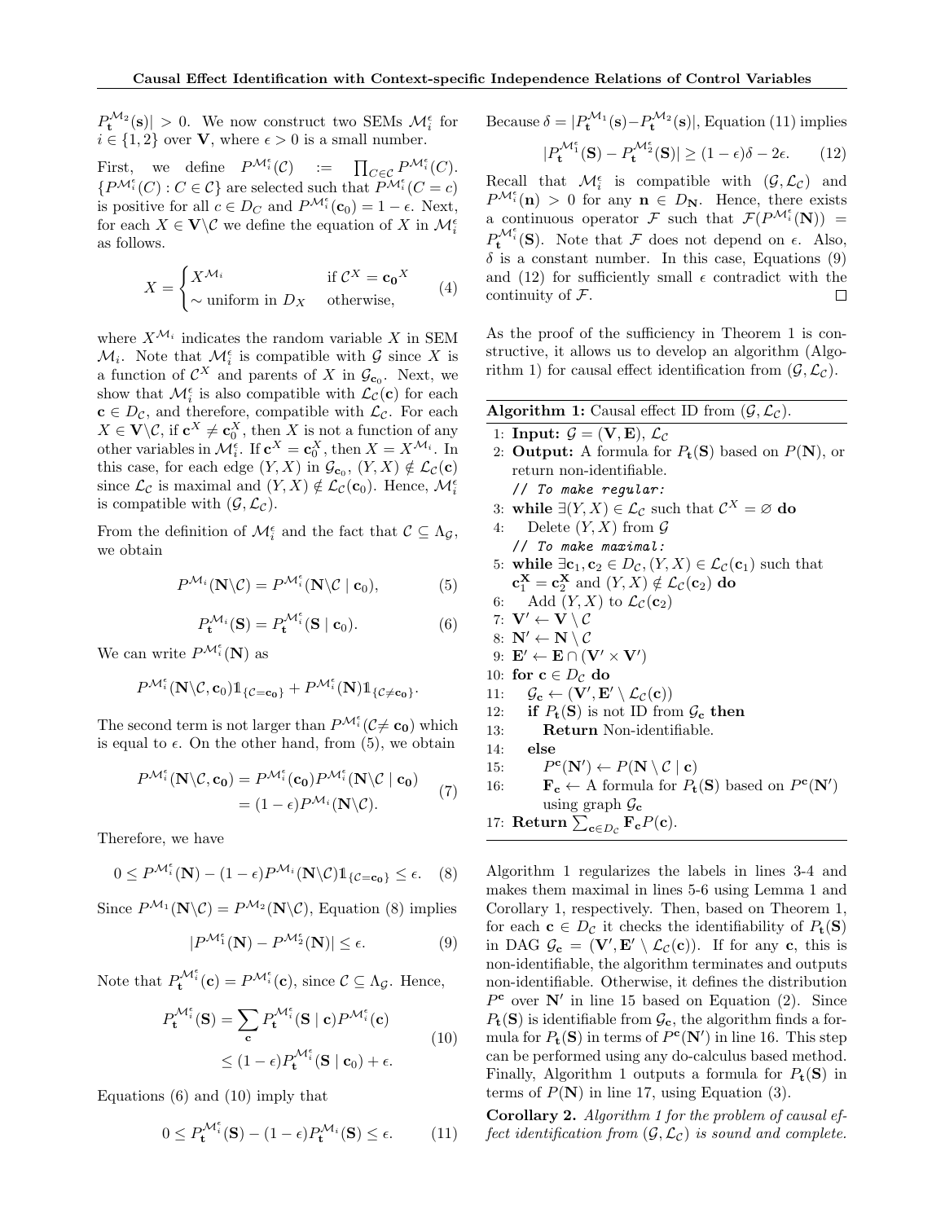$P^{\mathcal{M}_2}_{\mathbf{t}}(\mathbf{s})| > 0$. We now construct two SEMs $\mathcal{M}_i^\epsilon$ for $i \in \{1, 2\}$ over $\mathbf{V}$, where $\epsilon > 0$ is a small number.

First, we define $P^{\mathcal{M}_i^\epsilon}(\mathcal{C}) := \prod_{C \in \mathcal{C}} P^{\mathcal{M}_i^\epsilon}(C)$. $\{P^{\mathcal{M}_i^\epsilon}(C) : C \in \mathcal{C}\}$ are selected such that $P^{\mathcal{M}_i^\epsilon}(C = c)$ is positive for all $c \in D_C$ and $P^{\mathcal{M}_i^\epsilon}(\mathbf{c}_0) = 1 - \epsilon$. Next, for each $X \in \mathbf{V} \backslash \mathcal{C}$ we define the equation of $X$ in $\mathcal{M}_i^\epsilon$ as follows.

$$
X = \begin{cases} X^{\mathcal{M}_i} & \text{if } \mathcal{C}^X = \mathbf{c_0}^X \\ \sim \text{uniform in } D_X & \text{otherwise,} \end{cases} \tag{4}
$$

where $X^{\mathcal{M}_i}$ indicates the random variable $X$ in SEM $\mathcal{M}_i$. Note that $\mathcal{M}_i^\epsilon$ is compatible with $\mathcal{G}$ since $X$ is a function of $\mathcal{C}^X$ and parents of $X$ in $\mathcal{G}_{\mathbf{c}_0}$. Next, we show that $\mathcal{M}_i^\epsilon$ is also compatible with $\mathcal{L}_\mathcal{C}(\mathbf{c})$ for each $\mathbf{c} \in D_\mathcal{C}$, and therefore, compatible with $\mathcal{L}_\mathcal{C}$. For each $X \in \mathbf{V} \backslash \mathcal{C}$, if $\mathbf{c}^X \neq \mathbf{c}_0^X$, then $X$ is not a function of any other variables in $\mathcal{M}_i^\epsilon$. If $\mathbf{c}^X = \mathbf{c}_0^X$, then $X = X^{\mathcal{M}_i}$. In this case, for each edge $(Y, X)$ in $\mathcal{G}_{\mathbf{c}_0}$, $(Y, X) \notin \mathcal{L}_\mathcal{C}(\mathbf{c})$ since $\mathcal{L}_\mathcal{C}$ is maximal and $(Y, X) \notin \mathcal{L}_\mathcal{C}(\mathbf{c}_0)$. Hence, $\mathcal{M}_i^\epsilon$ is compatible with $(\mathcal{G}, \mathcal{L}_\mathcal{C})$.

From the definition of $\mathcal{M}_i^\epsilon$ and the fact that $\mathcal{C} \subseteq \Lambda_\mathcal{G}$, we obtain

$$
P^{\mathcal{M}_i}(\mathbf{N} \backslash \mathcal{C}) = P^{\mathcal{M}_i^\epsilon}(\mathbf{N} \backslash \mathcal{C} \mid \mathbf{c}_0), \tag{5}
$$

$$
P^{\mathcal{M}_i}_{\mathbf{t}}(\mathbf{S}) = P^{\mathcal{M}_i^\epsilon}_{\mathbf{t}}(\mathbf{S} \mid \mathbf{c}_0). \tag{6}
$$

We can write $P^{\mathcal{M}_i^\epsilon}(\mathbf{N})$ as

$$
P^{\mathcal{M}_i^\epsilon}(\mathbf{N} \backslash \mathcal{C}, \mathbf{c}_0) \mathbb{1}_{\{\mathcal{C} = \mathbf{c_0}\}} + P^{\mathcal{M}_i^\epsilon}(\mathbf{N}) \mathbb{1}_{\{\mathcal{C} \neq \mathbf{c_0}\}}.
$$

The second term is not larger than $P^{\mathcal{M}_i^\epsilon}(\mathcal{C} \neq \mathbf{c_0})$ which is equal to $\epsilon$. On the other hand, from (5), we obtain

$$
\begin{aligned} P^{\mathcal{M}_i^\epsilon}(\mathbf{N} \backslash \mathcal{C}, \mathbf{c_0}) &= P^{\mathcal{M}_i^\epsilon}(\mathbf{c_0}) P^{\mathcal{M}_i^\epsilon}(\mathbf{N} \backslash \mathcal{C} \mid \mathbf{c_0}) \\ &= (1 - \epsilon) P^{\mathcal{M}_i}(\mathbf{N} \backslash \mathcal{C}). \end{aligned} \tag{7}
$$

Therefore, we have

$$
0 \leq P^{\mathcal{M}_i^\epsilon}(\mathbf{N}) - (1 - \epsilon) P^{\mathcal{M}_i}(\mathbf{N} \backslash \mathcal{C}) \mathbb{1}_{\{\mathcal{C} = \mathbf{c_0}\}} \leq \epsilon. \tag{8}
$$

Since $P^{\mathcal{M}_1}(\mathbf{N} \backslash \mathcal{C}) = P^{\mathcal{M}_2}(\mathbf{N} \backslash \mathcal{C})$, Equation (8) implies

$$
|P^{\mathcal{M}_1^\epsilon}(\mathbf{N}) - P^{\mathcal{M}_2^\epsilon}(\mathbf{N})| \leq \epsilon. \tag{9}
$$

Note that $P^{\mathcal{M}_i^\epsilon}_{\mathbf{t}}(\mathbf{c}) = P^{\mathcal{M}_i^\epsilon}(\mathbf{c})$, since $\mathcal{C} \subseteq \Lambda_\mathcal{G}$. Hence,

$$
\begin{aligned} P^{\mathcal{M}_i^\epsilon}_{\mathbf{t}}(\mathbf{S}) &= \sum_{\mathbf{c}} P^{\mathcal{M}_i^\epsilon}_{\mathbf{t}}(\mathbf{S} \mid \mathbf{c}) P^{\mathcal{M}_i^\epsilon}(\mathbf{c}) \\ &\leq (1 - \epsilon) P^{\mathcal{M}_i^\epsilon}_{\mathbf{t}}(\mathbf{S} \mid \mathbf{c}_0) + \epsilon. \end{aligned} \tag{10}
$$

Equations (6) and (10) imply that

$$
0 \leq P^{\mathcal{M}_i^\epsilon}_{\mathbf{t}}(\mathbf{S}) - (1 - \epsilon) P^{\mathcal{M}_i}_{\mathbf{t}}(\mathbf{S}) \leq \epsilon. \tag{11}
$$

Because $\delta = |P^{\mathcal{M}_1}_{\mathbf{t}}(\mathbf{s}) - P^{\mathcal{M}_2}_{\mathbf{t}}(\mathbf{s})|$, Equation (11) implies

$$
|P^{\mathcal{M}_1^\epsilon}_{\mathbf{t}}(\mathbf{S}) - P^{\mathcal{M}_2^\epsilon}_{\mathbf{t}}(\mathbf{S})| \geq (1 - \epsilon)\delta - 2\epsilon. \tag{12}
$$

Recall that $\mathcal{M}_i^\epsilon$ is compatible with $(\mathcal{G}, \mathcal{L}_\mathcal{C})$ and $P^{\mathcal{M}_i^\epsilon}(\mathbf{n}) > 0$ for any $\mathbf{n} \in D_\mathbf{N}$. Hence, there exists a continuous operator $\mathcal{F}$ such that $\mathcal{F}(P^{\mathcal{M}_i^\epsilon}(\mathbf{N})) = P^{\mathcal{M}_i^\epsilon}_{\mathbf{t}}(\mathbf{S})$. Note that $\mathcal{F}$ does not depend on $\epsilon$. Also, $\delta$ is a constant number. In this case, Equations (9) and (12) for sufficiently small $\epsilon$ contradict with the continuity of $\mathcal{F}$. □

As the proof of the sufficiency in Theorem 1 is constructive, it allows us to develop an algorithm (Algorithm 1) for causal effect identification from $(\mathcal{G}, \mathcal{L}_\mathcal{C})$.

**Algorithm 1:** Causal effect ID from $(\mathcal{G}, \mathcal{L}_\mathcal{C})$.

```
1: Input: G = (V, E), L_C
2: Output: A formula for P_t(S) based on P(N), or
   return non-identifiable.
   // To make regular:
3: while ∃(Y, X) ∈ L_C such that C^X = ∅ do
4:    Delete (Y, X) from G
   // To make maximal:
5: while ∃c_1, c_2 ∈ D_C, (Y, X) ∈ L_C(c_1) such that
   c_1^X = c_2^X and (Y, X) ∉ L_C(c_2) do
6:    Add (Y, X) to L_C(c_2)
7: V' ← V \ C
8: N' ← N \ C
9: E' ← E ∩ (V' × V')
10: for c ∈ D_C do
11:    G_c ← (V', E' \ L_C(c))
12:    if P_t(S) is not ID from G_c then
13:       Return Non-identifiable.
14:    else
15:       P^c(N') ← P(N \ C | c)
16:       F_c ← A formula for P_t(S) based on P^c(N')
          using graph G_c
17: Return Σ_{c∈D_C} F_c P(c).
```

Algorithm 1 regularizes the labels in lines 3-4 and makes them maximal in lines 5-6 using Lemma 1 and Corollary 1, respectively. Then, based on Theorem 1, for each $\mathbf{c} \in D_\mathcal{C}$ it checks the identifiability of $P_\mathbf{t}(\mathbf{S})$ in DAG $\mathcal{G}_\mathbf{c} = (\mathbf{V}', \mathbf{E}' \setminus \mathcal{L}_\mathcal{C}(\mathbf{c}))$. If for any $\mathbf{c}$, this is non-identifiable, the algorithm terminates and outputs non-identifiable. Otherwise, it defines the distribution $P^\mathbf{c}$ over $\mathbf{N}'$ in line 15 based on Equation (2). Since $P_\mathbf{t}(\mathbf{S})$ is identifiable from $\mathcal{G}_\mathbf{c}$, the algorithm finds a formula for $P_\mathbf{t}(\mathbf{S})$ in terms of $P^\mathbf{c}(\mathbf{N}')$ in line 16. This step can be performed using any do-calculus based method. Finally, Algorithm 1 outputs a formula for $P_\mathbf{t}(\mathbf{S})$ in terms of $P(\mathbf{N})$ in line 17, using Equation (3).

**Corollary 2.** *Algorithm 1 for the problem of causal effect identification from $(\mathcal{G}, \mathcal{L}_\mathcal{C})$ is sound and complete.*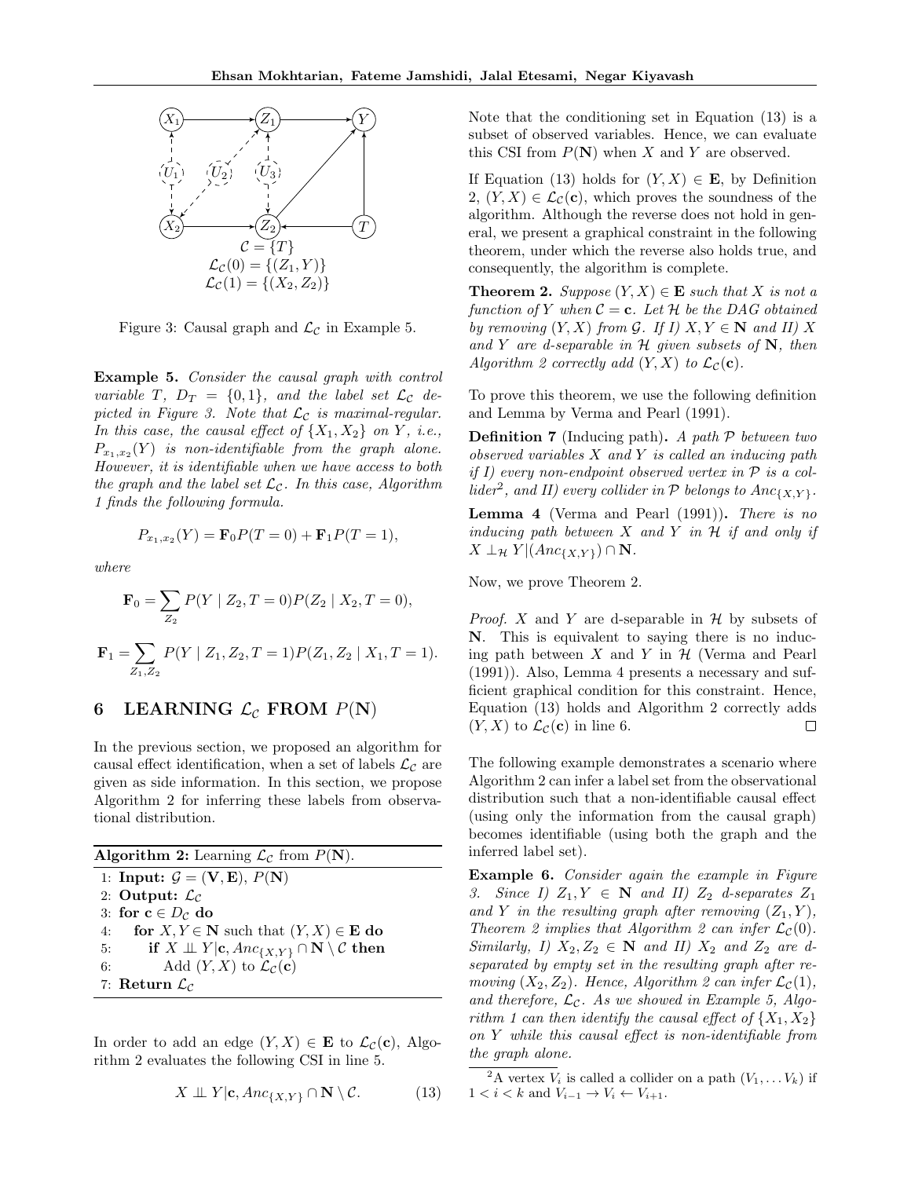$\mathcal{C} = \{T\}$
$\mathcal{L}_\mathcal{C}(0) = \{(Z_1, Y)\}$
$\mathcal{L}_\mathcal{C}(1) = \{(X_2, Z_2)\}$

Figure 3: Causal graph and $\mathcal{L}_\mathcal{C}$ in Example 5.

**Example 5.** *Consider the causal graph with control variable $T$, $D_T = \{0, 1\}$, and the label set $\mathcal{L}_\mathcal{C}$ depicted in Figure 3. Note that $\mathcal{L}_\mathcal{C}$ is maximal-regular. In this case, the causal effect of $\{X_1, X_2\}$ on $Y$, i.e., $P_{x_1,x_2}(Y)$ is non-identifiable from the graph alone. However, it is identifiable when we have access to both the graph and the label set $\mathcal{L}_\mathcal{C}$. In this case, Algorithm 1 finds the following formula.*

$$P_{x_1,x_2}(Y) = \mathbf{F}_0 P(T = 0) + \mathbf{F}_1 P(T = 1),$$

*where*

$$\mathbf{F}_0 = \sum_{Z_2} P(Y \mid Z_2, T = 0) P(Z_2 \mid X_2, T = 0),$$

$$\mathbf{F}_1 = \sum_{Z_1, Z_2} P(Y \mid Z_1, Z_2, T = 1) P(Z_1, Z_2 \mid X_1, T = 1).$$

# 6 LEARNING $\mathcal{L}_\mathcal{C}$ FROM $P(\mathbf{N})$

In the previous section, we proposed an algorithm for causal effect identification, when a set of labels $\mathcal{L}_\mathcal{C}$ are given as side information. In this section, we propose Algorithm 2 for inferring these labels from observational distribution.

**Algorithm 2:** Learning $\mathcal{L}_\mathcal{C}$ from $P(\mathbf{N})$.

```
1: Input: G = (V, E), P(N)
2: Output: L_C
3: for c ∈ D_C do
4:     for X, Y ∈ N such that (Y, X) ∈ E do
5:         if X ⊥⊥ Y | c, Anc_{X,Y} ∩ N \ C then
6:             Add (Y, X) to L_C(c)
7: Return L_C
```

In order to add an edge $(Y, X) \in \mathbf{E}$ to $\mathcal{L}_\mathcal{C}(\mathbf{c})$, Algorithm 2 evaluates the following CSI in line 5.

$$X \perp\!\!\!\perp Y | \mathbf{c}, Anc_{\{X,Y\}} \cap \mathbf{N} \setminus \mathcal{C}. \tag{13}$$

Note that the conditioning set in Equation (13) is a subset of observed variables. Hence, we can evaluate this CSI from $P(\mathbf{N})$ when $X$ and $Y$ are observed.

If Equation (13) holds for $(Y, X) \in \mathbf{E}$, by Definition 2, $(Y, X) \in \mathcal{L}_\mathcal{C}(\mathbf{c})$, which proves the soundness of the algorithm. Although the reverse does not hold in general, we present a graphical constraint in the following theorem, under which the reverse also holds true, and consequently, the algorithm is complete.

**Theorem 2.** *Suppose $(Y, X) \in \mathbf{E}$ such that $X$ is not a function of $Y$ when $\mathcal{C} = \mathbf{c}$. Let $\mathcal{H}$ be the DAG obtained by removing $(Y, X)$ from $\mathcal{G}$. If I) $X, Y \in \mathbf{N}$ and II) $X$ and $Y$ are d-separable in $\mathcal{H}$ given subsets of $\mathbf{N}$, then Algorithm 2 correctly add $(Y, X)$ to $\mathcal{L}_\mathcal{C}(\mathbf{c})$.*

To prove this theorem, we use the following definition and Lemma by Verma and Pearl (1991).

**Definition 7** (Inducing path)**.** *A path $\mathcal{P}$ between two observed variables $X$ and $Y$ is called an inducing path if I) every non-endpoint observed vertex in $\mathcal{P}$ is a collider[2], and II) every collider in $\mathcal{P}$ belongs to $Anc_{\{X,Y\}}$.*

**Lemma 4** (Verma and Pearl (1991))**.** *There is no inducing path between $X$ and $Y$ in $\mathcal{H}$ if and only if $X \perp_\mathcal{H} Y | (Anc_{\{X,Y\}}) \cap \mathbf{N}$.*

Now, we prove Theorem 2.

*Proof.* $X$ and $Y$ are d-separable in $\mathcal{H}$ by subsets of $\mathbf{N}$. This is equivalent to saying there is no inducing path between $X$ and $Y$ in $\mathcal{H}$ (Verma and Pearl (1991)). Also, Lemma 4 presents a necessary and sufficient graphical condition for this constraint. Hence, Equation (13) holds and Algorithm 2 correctly adds $(Y, X)$ to $\mathcal{L}_\mathcal{C}(\mathbf{c})$ in line 6. □

The following example demonstrates a scenario where Algorithm 2 can infer a label set from the observational distribution such that a non-identifiable causal effect (using only the information from the causal graph) becomes identifiable (using both the graph and the inferred label set).

**Example 6.** *Consider again the example in Figure 3. Since I) $Z_1, Y \in \mathbf{N}$ and II) $Z_2$ d-separates $Z_1$ and $Y$ in the resulting graph after removing $(Z_1, Y)$, Theorem 2 implies that Algorithm 2 can infer $\mathcal{L}_\mathcal{C}(0)$. Similarly, I) $X_2, Z_2 \in \mathbf{N}$ and II) $X_2$ and $Z_2$ are d-separated by empty set in the resulting graph after removing $(X_2, Z_2)$. Hence, Algorithm 2 can infer $\mathcal{L}_\mathcal{C}(1)$, and therefore, $\mathcal{L}_\mathcal{C}$. As we showed in Example 5, Algorithm 1 can then identify the causal effect of $\{X_1, X_2\}$ on $Y$ while this causal effect is non-identifiable from the graph alone.*

[2] A vertex $V_i$ is called a collider on a path $(V_1, \ldots V_k)$ if $1 < i < k$ and $V_{i-1} \to V_i \leftarrow V_{i+1}$.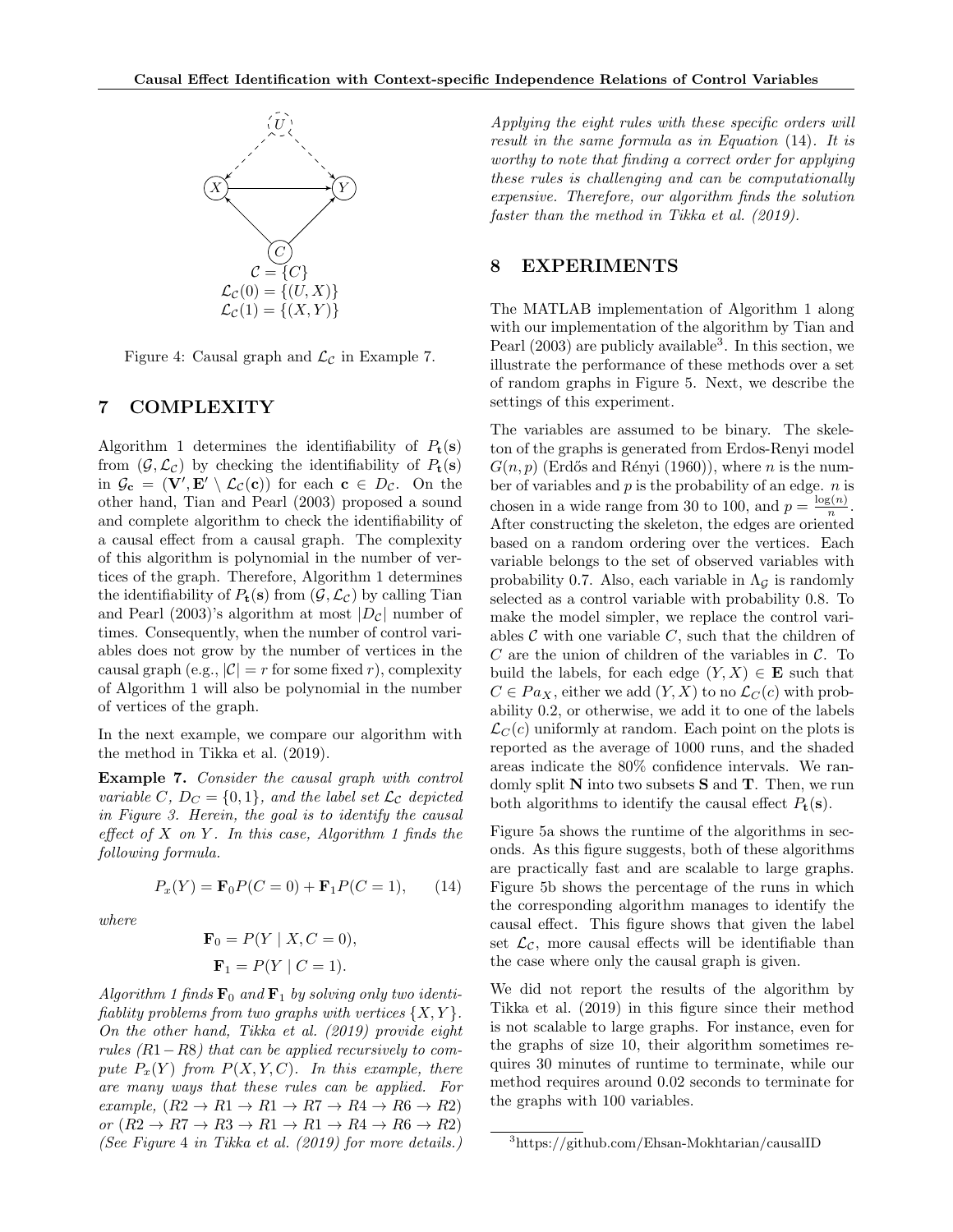$\mathcal{C} = \{C\}$
$\mathcal{L}_{\mathcal{C}}(0) = \{(U, X)\}$
$\mathcal{L}_{\mathcal{C}}(1) = \{(X, Y)\}$

Figure 4: Causal graph and $\mathcal{L}_{\mathcal{C}}$ in Example 7.

## 7 COMPLEXITY

Algorithm 1 determines the identifiability of $P_{\mathbf{t}}(\mathbf{s})$ from $(\mathcal{G}, \mathcal{L}_{\mathcal{C}})$ by checking the identifiability of $P_{\mathbf{t}}(\mathbf{s})$ in $\mathcal{G}_{\mathbf{c}} = (\mathbf{V}', \mathbf{E}' \setminus \mathcal{L}_{\mathcal{C}}(\mathbf{c}))$ for each $\mathbf{c} \in D_{\mathcal{C}}$. On the other hand, Tian and Pearl (2003) proposed a sound and complete algorithm to check the identifiability of a causal effect from a causal graph. The complexity of this algorithm is polynomial in the number of vertices of the graph. Therefore, Algorithm 1 determines the identifiability of $P_{\mathbf{t}}(\mathbf{s})$ from $(\mathcal{G}, \mathcal{L}_{\mathcal{C}})$ by calling Tian and Pearl (2003)'s algorithm at most $|D_{\mathcal{C}}|$ number of times. Consequently, when the number of control variables does not grow by the number of vertices in the causal graph (e.g., $|\mathcal{C}| = r$ for some fixed $r$), complexity of Algorithm 1 will also be polynomial in the number of vertices of the graph.

In the next example, we compare our algorithm with the method in Tikka et al. (2019).

**Example 7.** *Consider the causal graph with control variable $C$, $D_C = \{0, 1\}$, and the label set $\mathcal{L}_{\mathcal{C}}$ depicted in Figure 3. Herein, the goal is to identify the causal effect of $X$ on $Y$. In this case, Algorithm 1 finds the following formula.*

$$P_x(Y) = \mathbf{F}_0 P(C = 0) + \mathbf{F}_1 P(C = 1), \qquad (14)$$

*where*

$$\mathbf{F}_0 = P(Y \mid X, C = 0),$$
$$\mathbf{F}_1 = P(Y \mid C = 1).$$

*Algorithm 1 finds $\mathbf{F}_0$ and $\mathbf{F}_1$ by solving only two identifiablity problems from two graphs with vertices $\{X, Y\}$. On the other hand, Tikka et al. (2019) provide eight rules ($R1 - R8$) that can be applied recursively to compute $P_x(Y)$ from $P(X, Y, C)$. In this example, there are many ways that these rules can be applied. For example, ($R2 \to R1 \to R1 \to R7 \to R4 \to R6 \to R2$) or ($R2 \to R7 \to R3 \to R1 \to R1 \to R4 \to R6 \to R2$) (See Figure 4 in Tikka et al. (2019) for more details.) Applying the eight rules with these specific orders will result in the same formula as in Equation (14). It is worthy to note that finding a correct order for applying these rules is challenging and can be computationally expensive. Therefore, our algorithm finds the solution faster than the method in Tikka et al. (2019).*

## 8 EXPERIMENTS

The MATLAB implementation of Algorithm 1 along with our implementation of the algorithm by Tian and Pearl (2003) are publicly available[3]. In this section, we illustrate the performance of these methods over a set of random graphs in Figure 5. Next, we describe the settings of this experiment.

The variables are assumed to be binary. The skeleton of the graphs is generated from Erdos-Renyi model $G(n, p)$ (Erdős and Rényi (1960)), where $n$ is the number of variables and $p$ is the probability of an edge. $n$ is chosen in a wide range from 30 to 100, and $p = \frac{\log(n)}{n}$. After constructing the skeleton, the edges are oriented based on a random ordering over the vertices. Each variable belongs to the set of observed variables with probability 0.7. Also, each variable in $\Lambda_{\mathcal{G}}$ is randomly selected as a control variable with probability 0.8. To make the model simpler, we replace the control variables $\mathcal{C}$ with one variable $C$, such that the children of $C$ are the union of children of the variables in $\mathcal{C}$. To build the labels, for each edge $(Y, X) \in \mathbf{E}$ such that $C \in Pa_X$, either we add $(Y, X)$ to no $\mathcal{L}_C(c)$ with probability 0.2, or otherwise, we add it to one of the labels $\mathcal{L}_C(c)$ uniformly at random. Each point on the plots is reported as the average of 1000 runs, and the shaded areas indicate the 80% confidence intervals. We randomly split $\mathbf{N}$ into two subsets $\mathbf{S}$ and $\mathbf{T}$. Then, we run both algorithms to identify the causal effect $P_{\mathbf{t}}(\mathbf{s})$.

Figure 5a shows the runtime of the algorithms in seconds. As this figure suggests, both of these algorithms are practically fast and are scalable to large graphs. Figure 5b shows the percentage of the runs in which the corresponding algorithm manages to identify the causal effect. This figure shows that given the label set $\mathcal{L}_{\mathcal{C}}$, more causal effects will be identifiable than the case where only the causal graph is given.

We did not report the results of the algorithm by Tikka et al. (2019) in this figure since their method is not scalable to large graphs. For instance, even for the graphs of size 10, their algorithm sometimes requires 30 minutes of runtime to terminate, while our method requires around 0.02 seconds to terminate for the graphs with 100 variables.

[3]https://github.com/Ehsan-Mokhtarian/causalID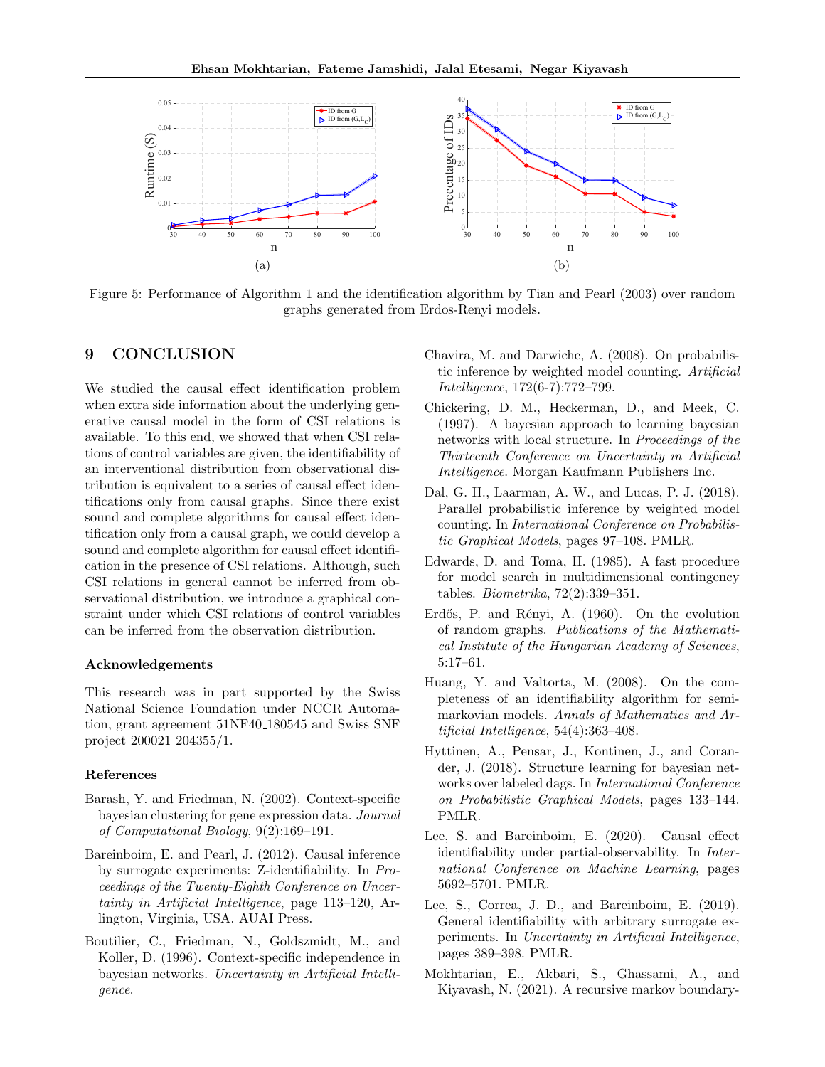0.05
0.04
0.03
0.02
0.01
0
Runtime (S)
30 40 50 60 70 80 90 100
n
ID from G
ID from (G,L$_C$)
(a)

40
35
30
25
20
15
10
5
0
Precentage of IDs
30 40 50 60 70 80 90 100
n
ID from G
ID from (G,L$_C$)
(b)

Figure 5: Performance of Algorithm 1 and the identification algorithm by Tian and Pearl (2003) over random graphs generated from Erdos-Renyi models.

## 9 CONCLUSION

We studied the causal effect identification problem when extra side information about the underlying generative causal model in the form of CSI relations is available. To this end, we showed that when CSI relations of control variables are given, the identifiability of an interventional distribution from observational distribution is equivalent to a series of causal effect identifications only from causal graphs. Since there exist sound and complete algorithms for causal effect identification only from a causal graph, we could develop a sound and complete algorithm for causal effect identification in the presence of CSI relations. Although, such CSI relations in general cannot be inferred from observational distribution, we introduce a graphical constraint under which CSI relations of control variables can be inferred from the observation distribution.

### Acknowledgements

This research was in part supported by the Swiss National Science Foundation under NCCR Automation, grant agreement 51NF40_180545 and Swiss SNF project 200021_204355/1.

### References

Barash, Y. and Friedman, N. (2002). Context-specific bayesian clustering for gene expression data. *Journal of Computational Biology*, 9(2):169–191.

Bareinboim, E. and Pearl, J. (2012). Causal inference by surrogate experiments: Z-identifiability. In *Proceedings of the Twenty-Eighth Conference on Uncertainty in Artificial Intelligence*, page 113–120, Arlington, Virginia, USA. AUAI Press.

Boutilier, C., Friedman, N., Goldszmidt, M., and Koller, D. (1996). Context-specific independence in bayesian networks. *Uncertainty in Artificial Intelligence*.

Chavira, M. and Darwiche, A. (2008). On probabilistic inference by weighted model counting. *Artificial Intelligence*, 172(6-7):772–799.

Chickering, D. M., Heckerman, D., and Meek, C. (1997). A bayesian approach to learning bayesian networks with local structure. In *Proceedings of the Thirteenth Conference on Uncertainty in Artificial Intelligence*. Morgan Kaufmann Publishers Inc.

Dal, G. H., Laarman, A. W., and Lucas, P. J. (2018). Parallel probabilistic inference by weighted model counting. In *International Conference on Probabilistic Graphical Models*, pages 97–108. PMLR.

Edwards, D. and Toma, H. (1985). A fast procedure for model search in multidimensional contingency tables. *Biometrika*, 72(2):339–351.

Erdős, P. and Rényi, A. (1960). On the evolution of random graphs. *Publications of the Mathematical Institute of the Hungarian Academy of Sciences*, 5:17–61.

Huang, Y. and Valtorta, M. (2008). On the completeness of an identifiability algorithm for semi-markovian models. *Annals of Mathematics and Artificial Intelligence*, 54(4):363–408.

Hyttinen, A., Pensar, J., Kontinen, J., and Corander, J. (2018). Structure learning for bayesian networks over labeled dags. In *International Conference on Probabilistic Graphical Models*, pages 133–144. PMLR.

Lee, S. and Bareinboim, E. (2020). Causal effect identifiability under partial-observability. In *International Conference on Machine Learning*, pages 5692–5701. PMLR.

Lee, S., Correa, J. D., and Bareinboim, E. (2019). General identifiability with arbitrary surrogate experiments. In *Uncertainty in Artificial Intelligence*, pages 389–398. PMLR.

Mokhtarian, E., Akbari, S., Ghassami, A., and Kiyavash, N. (2021). A recursive markov boundary-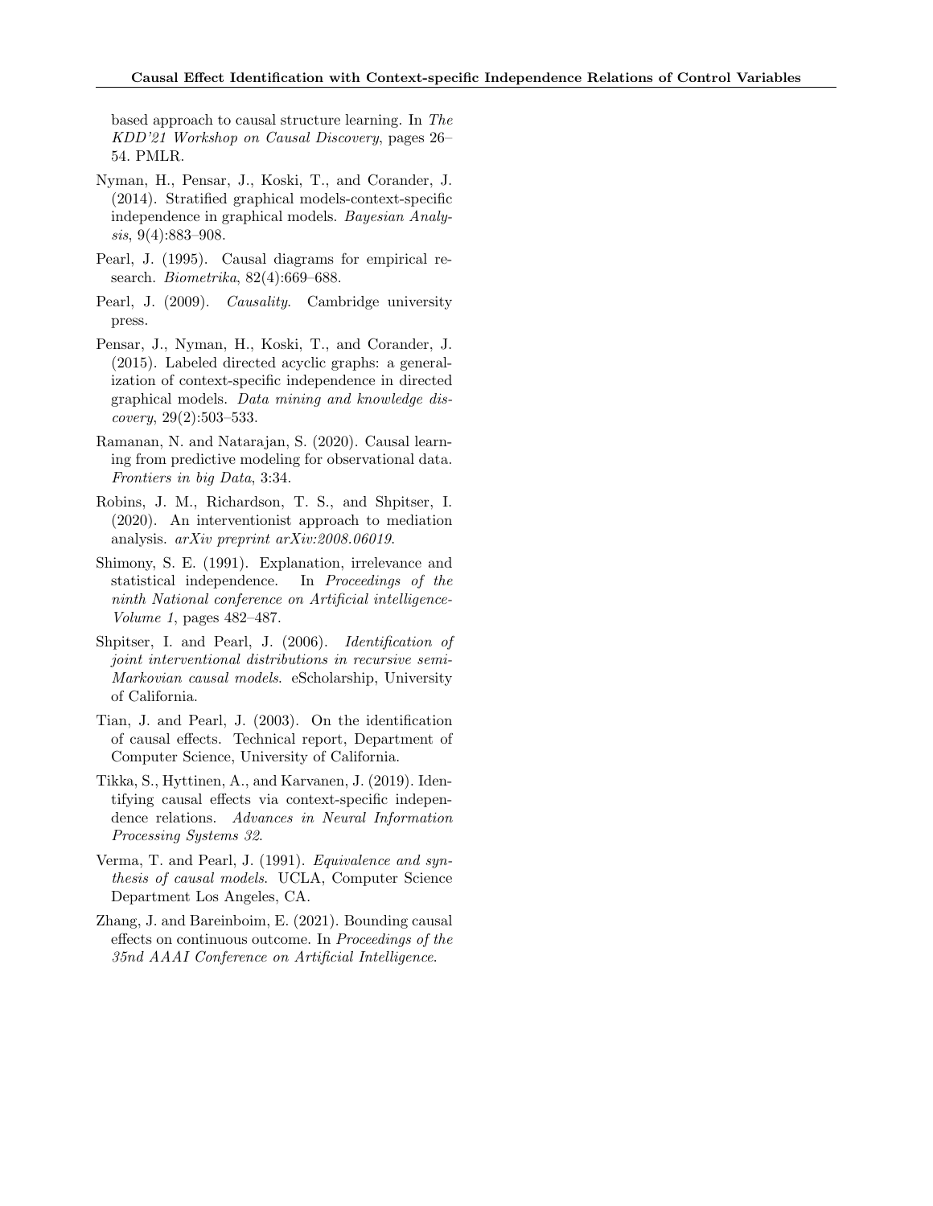based approach to causal structure learning. In *The KDD'21 Workshop on Causal Discovery*, pages 26–54. PMLR.

Nyman, H., Pensar, J., Koski, T., and Corander, J. (2014). Stratified graphical models-context-specific independence in graphical models. *Bayesian Analysis*, 9(4):883–908.

Pearl, J. (1995). Causal diagrams for empirical research. *Biometrika*, 82(4):669–688.

Pearl, J. (2009). *Causality*. Cambridge university press.

Pensar, J., Nyman, H., Koski, T., and Corander, J. (2015). Labeled directed acyclic graphs: a generalization of context-specific independence in directed graphical models. *Data mining and knowledge discovery*, 29(2):503–533.

Ramanan, N. and Natarajan, S. (2020). Causal learning from predictive modeling for observational data. *Frontiers in big Data*, 3:34.

Robins, J. M., Richardson, T. S., and Shpitser, I. (2020). An interventionist approach to mediation analysis. *arXiv preprint arXiv:2008.06019*.

Shimony, S. E. (1991). Explanation, irrelevance and statistical independence. In *Proceedings of the ninth National conference on Artificial intelligence-Volume 1*, pages 482–487.

Shpitser, I. and Pearl, J. (2006). *Identification of joint interventional distributions in recursive semi-Markovian causal models*. eScholarship, University of California.

Tian, J. and Pearl, J. (2003). On the identification of causal effects. Technical report, Department of Computer Science, University of California.

Tikka, S., Hyttinen, A., and Karvanen, J. (2019). Identifying causal effects via context-specific independence relations. *Advances in Neural Information Processing Systems 32*.

Verma, T. and Pearl, J. (1991). *Equivalence and synthesis of causal models*. UCLA, Computer Science Department Los Angeles, CA.

Zhang, J. and Bareinboim, E. (2021). Bounding causal effects on continuous outcome. In *Proceedings of the 35nd AAAI Conference on Artificial Intelligence*.